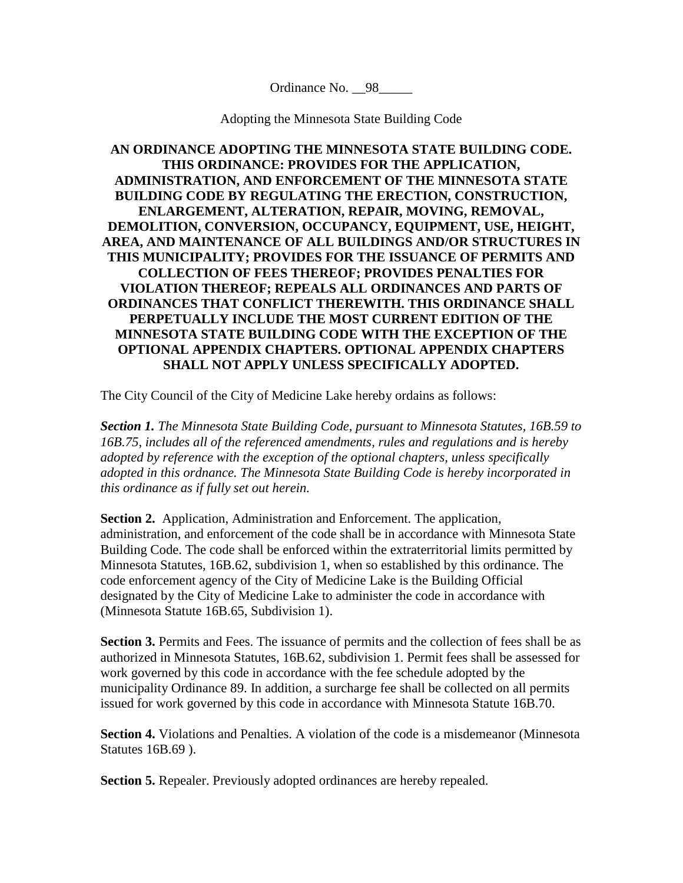Ordinance No. __98_____

Adopting the Minnesota State Building Code

**AN ORDINANCE ADOPTING THE MINNESOTA STATE BUILDING CODE. THIS ORDINANCE: PROVIDES FOR THE APPLICATION, ADMINISTRATION, AND ENFORCEMENT OF THE MINNESOTA STATE BUILDING CODE BY REGULATING THE ERECTION, CONSTRUCTION, ENLARGEMENT, ALTERATION, REPAIR, MOVING, REMOVAL, DEMOLITION, CONVERSION, OCCUPANCY, EQUIPMENT, USE, HEIGHT, AREA, AND MAINTENANCE OF ALL BUILDINGS AND/OR STRUCTURES IN THIS MUNICIPALITY; PROVIDES FOR THE ISSUANCE OF PERMITS AND COLLECTION OF FEES THEREOF; PROVIDES PENALTIES FOR VIOLATION THEREOF; REPEALS ALL ORDINANCES AND PARTS OF ORDINANCES THAT CONFLICT THEREWITH. THIS ORDINANCE SHALL PERPETUALLY INCLUDE THE MOST CURRENT EDITION OF THE MINNESOTA STATE BUILDING CODE WITH THE EXCEPTION OF THE OPTIONAL APPENDIX CHAPTERS. OPTIONAL APPENDIX CHAPTERS SHALL NOT APPLY UNLESS SPECIFICALLY ADOPTED.**

The City Council of the City of Medicine Lake hereby ordains as follows:

***Section 1.*** *The Minnesota State Building Code, pursuant to Minnesota Statutes, 16B.59 to 16B.75, includes all of the referenced amendments, rules and regulations and is hereby adopted by reference with the exception of the optional chapters, unless specifically adopted in this ordnance. The Minnesota State Building Code is hereby incorporated in this ordinance as if fully set out herein.*

**Section 2.** Application, Administration and Enforcement. The application, administration, and enforcement of the code shall be in accordance with Minnesota State Building Code. The code shall be enforced within the extraterritorial limits permitted by Minnesota Statutes, 16B.62, subdivision 1, when so established by this ordinance. The code enforcement agency of the City of Medicine Lake is the Building Official designated by the City of Medicine Lake to administer the code in accordance with (Minnesota Statute 16B.65, Subdivision 1).

**Section 3.** Permits and Fees. The issuance of permits and the collection of fees shall be as authorized in Minnesota Statutes, 16B.62, subdivision 1. Permit fees shall be assessed for work governed by this code in accordance with the fee schedule adopted by the municipality Ordinance 89. In addition, a surcharge fee shall be collected on all permits issued for work governed by this code in accordance with Minnesota Statute 16B.70.

**Section 4.** Violations and Penalties. A violation of the code is a misdemeanor (Minnesota Statutes 16B.69 ).

**Section 5.** Repealer. Previously adopted ordinances are hereby repealed.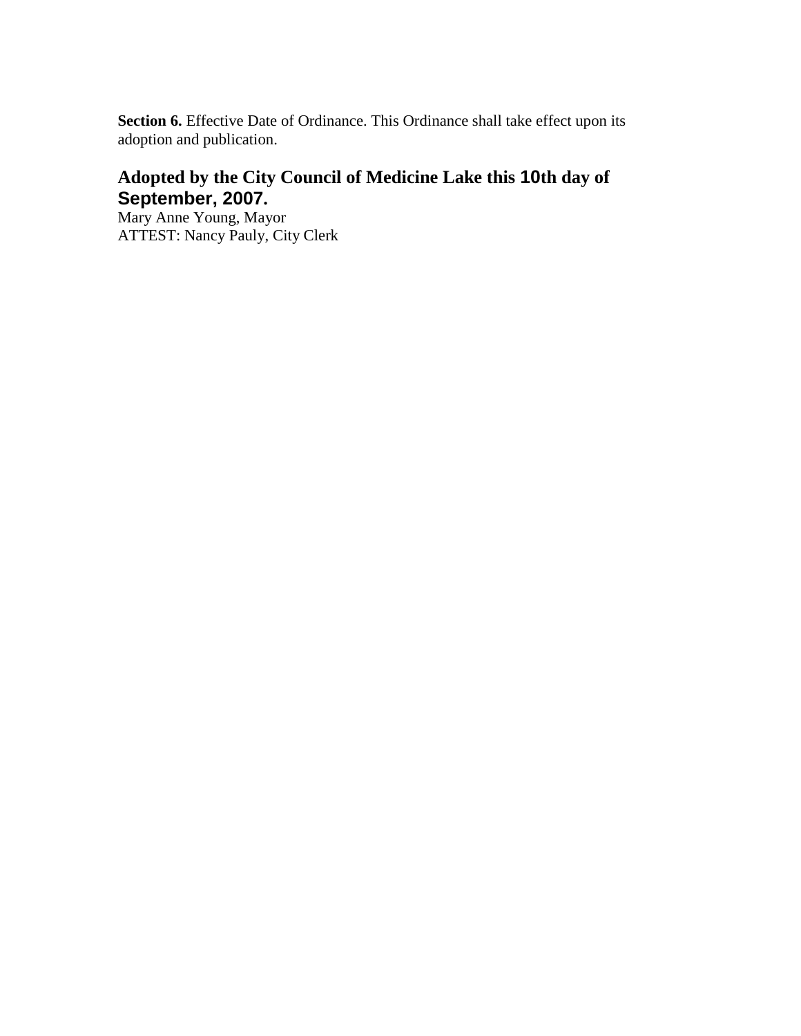**Section 6.** Effective Date of Ordinance. This Ordinance shall take effect upon its adoption and publication.

## Adopted by the City Council of Medicine Lake this 10th day of September, 2007.

Mary Anne Young, Mayor
ATTEST: Nancy Pauly, City Clerk